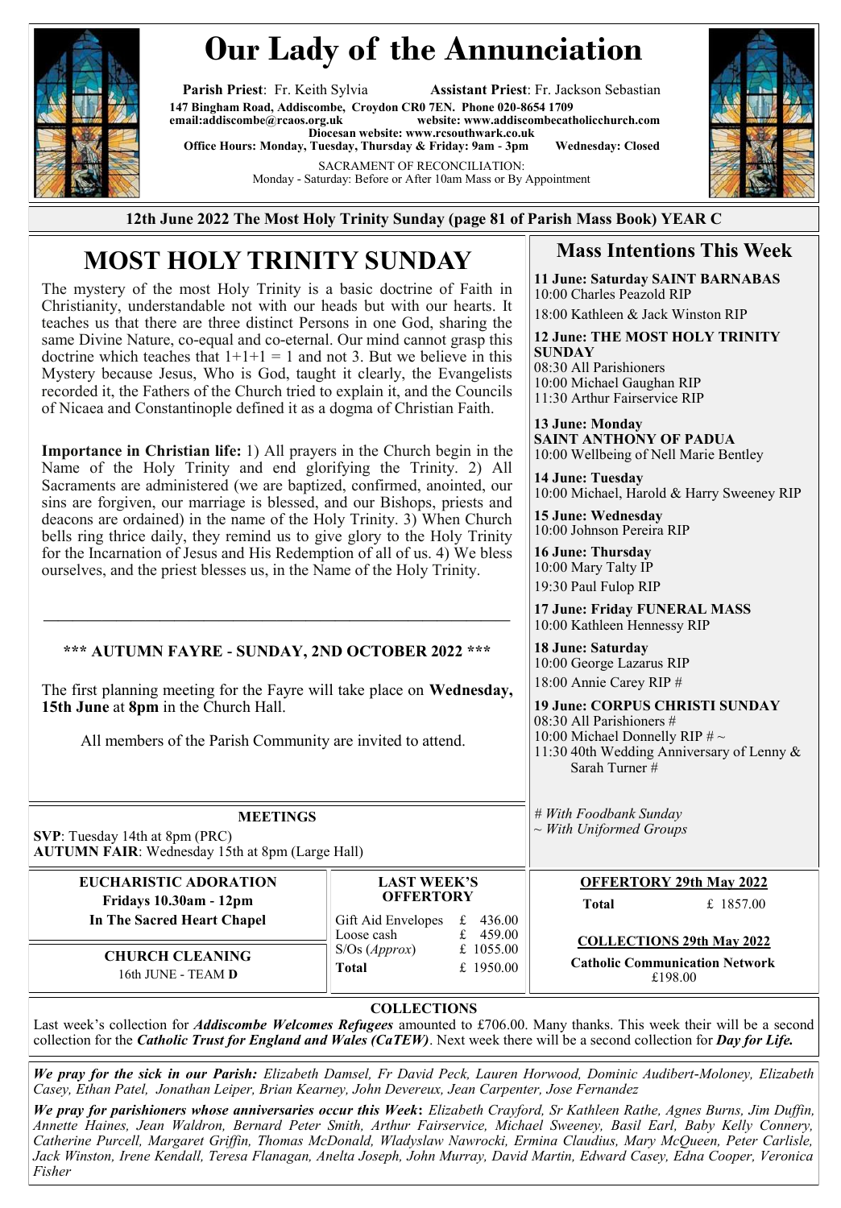# Our Lady of the Annunciation

**Parish Priest**: Fr. Keith Sylvia **Assistant Priest**: Fr. Jackson Sebastian

**147 Bingham Road, Addiscombe, Croydon CR0 7EN. Phone 020-8654 1709**
**email:addiscombe@rcaos.org.uk website: www.addiscombecatholicchurch.com**
**Diocesan website: www.rcsouthwark.co.uk**
**Office Hours: Monday, Tuesday, Thursday & Friday: 9am - 3pm Wednesday: Closed**

SACRAMENT OF RECONCILIATION:
Monday - Saturday: Before or After 10am Mass or By Appointment

**12th June 2022 The Most Holy Trinity Sunday (page 81 of Parish Mass Book) YEAR C**

## MOST HOLY TRINITY SUNDAY

The mystery of the most Holy Trinity is a basic doctrine of Faith in Christianity, understandable not with our heads but with our hearts. It teaches us that there are three distinct Persons in one God, sharing the same Divine Nature, co-equal and co-eternal. Our mind cannot grasp this doctrine which teaches that 1+1+1 = 1 and not 3. But we believe in this Mystery because Jesus, Who is God, taught it clearly, the Evangelists recorded it, the Fathers of the Church tried to explain it, and the Councils of Nicaea and Constantinople defined it as a dogma of Christian Faith.

**Importance in Christian life:** 1) All prayers in the Church begin in the Name of the Holy Trinity and end glorifying the Trinity. 2) All Sacraments are administered (we are baptized, confirmed, anointed, our sins are forgiven, our marriage is blessed, and our Bishops, priests and deacons are ordained) in the name of the Holy Trinity. 3) When Church bells ring thrice daily, they remind us to give glory to the Holy Trinity for the Incarnation of Jesus and His Redemption of all of us. 4) We bless ourselves, and the priest blesses us, in the Name of the Holy Trinity.

---

**\*\*\* AUTUMN FAYRE - SUNDAY, 2ND OCTOBER 2022 \*\*\***

The first planning meeting for the Fayre will take place on **Wednesday, 15th June** at **8pm** in the Church Hall.

All members of the Parish Community are invited to attend.

## Mass Intentions This Week

**11 June: Saturday SAINT BARNABAS**
10:00 Charles Peazold RIP
18:00 Kathleen & Jack Winston RIP

**12 June: THE MOST HOLY TRINITY SUNDAY**
08:30 All Parishioners
10:00 Michael Gaughan RIP
11:30 Arthur Fairservice RIP

**13 June: Monday**
**SAINT ANTHONY OF PADUA**
10:00 Wellbeing of Nell Marie Bentley

**14 June: Tuesday**
10:00 Michael, Harold & Harry Sweeney RIP

**15 June: Wednesday**
10:00 Johnson Pereira RIP

**16 June: Thursday**
10:00 Mary Talty IP
19:30 Paul Fulop RIP

**17 June: Friday FUNERAL MASS**
10:00 Kathleen Hennessy RIP

**18 June: Saturday**
10:00 George Lazarus RIP
18:00 Annie Carey RIP #

**19 June: CORPUS CHRISTI SUNDAY**
08:30 All Parishioners #
10:00 Michael Donnelly RIP # ~
11:30 40th Wedding Anniversary of Lenny & Sarah Turner #

*# With Foodbank Sunday*
*~ With Uniformed Groups*

**MEETINGS**

**SVP**: Tuesday 14th at 8pm (PRC)
**AUTUMN FAIR**: Wednesday 15th at 8pm (Large Hall)

**EUCHARISTIC ADORATION**
**Fridays 10.30am - 12pm**
**In The Sacred Heart Chapel**

**CHURCH CLEANING**
16th JUNE - TEAM **D**

**LAST WEEK'S OFFERTORY**

| | |
|---|---|
| Gift Aid Envelopes | £ 436.00 |
| Loose cash | £ 459.00 |
| S/Os (*Approx*) | £ 1055.00 |
| **Total** | £ 1950.00 |

**OFFERTORY 29th May 2022**

| | |
|---|---|
| **Total** | £ 1857.00 |

**COLLECTIONS 29th May 2022**

**Catholic Communication Network**
£198.00

**COLLECTIONS**

Last week's collection for ***Addiscombe Welcomes Refugees*** amounted to £706.00. Many thanks. This week their will be a second collection for the ***Catholic Trust for England and Wales (CaTEW)***. Next week there will be a second collection for ***Day for Life.***

***We pray for the sick in our Parish:*** *Elizabeth Damsel, Fr David Peck, Lauren Horwood, Dominic Audibert-Moloney, Elizabeth Casey, Ethan Patel, Jonathan Leiper, Brian Kearney, John Devereux, Jean Carpenter, Jose Fernandez*

***We pray for parishioners whose anniversaries occur this Week*****:** *Elizabeth Crayford, Sr Kathleen Rathe, Agnes Burns, Jim Duffin, Annette Haines, Jean Waldron, Bernard Peter Smith, Arthur Fairservice, Michael Sweeney, Basil Earl, Baby Kelly Connery, Catherine Purcell, Margaret Griffin, Thomas McDonald, Wladyslaw Nawrocki, Ermina Claudius, Mary McQueen, Peter Carlisle, Jack Winston, Irene Kendall, Teresa Flanagan, Anelta Joseph, John Murray, David Martin, Edward Casey, Edna Cooper, Veronica Fisher*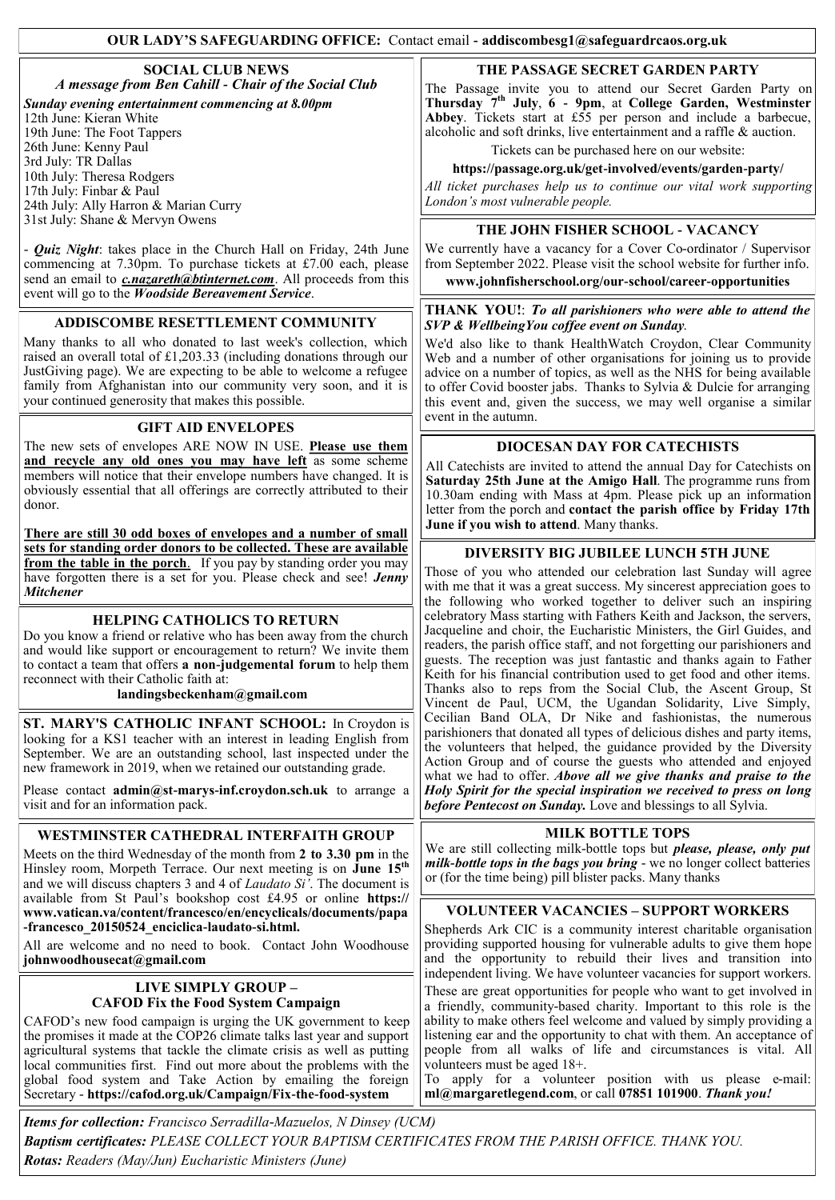**OUR LADY'S SAFEGUARDING OFFICE:** Contact email - **addiscombesg1@safeguardrcaos.org.uk**

## SOCIAL CLUB NEWS

*A message from Ben Cahill - Chair of the Social Club*

***Sunday evening entertainment commencing at 8.00pm***

12th June: Kieran White
19th June: The Foot Tappers
26th June: Kenny Paul
3rd July: TR Dallas
10th July: Theresa Rodgers
17th July: Finbar & Paul
24th July: Ally Harron & Marian Curry
31st July: Shane & Mervyn Owens

- ***Quiz Night***: takes place in the Church Hall on Friday, 24th June commencing at 7.30pm. To purchase tickets at £7.00 each, please send an email to ***c.nazareth@btinternet.com***. All proceeds from this event will go to the ***Woodside Bereavement Service***.

## ADDISCOMBE RESETTLEMENT COMMUNITY

Many thanks to all who donated to last week's collection, which raised an overall total of £1,203.33 (including donations through our JustGiving page). We are expecting to be able to welcome a refugee family from Afghanistan into our community very soon, and it is your continued generosity that makes this possible.

## GIFT AID ENVELOPES

The new sets of envelopes ARE NOW IN USE. **Please use them and recycle any old ones you may have left** as some scheme members will notice that their envelope numbers have changed. It is obviously essential that all offerings are correctly attributed to their donor.

**There are still 30 odd boxes of envelopes and a number of small sets for standing order donors to be collected. These are available from the table in the porch**. If you pay by standing order you may have forgotten there is a set for you. Please check and see! ***Jenny Mitchener***

## HELPING CATHOLICS TO RETURN

Do you know a friend or relative who has been away from the church and would like support or encouragement to return? We invite them to contact a team that offers **a non-judgemental forum** to help them reconnect with their Catholic faith at:

**landingsbeckenham@gmail.com**

**ST. MARY'S CATHOLIC INFANT SCHOOL:** In Croydon is looking for a KS1 teacher with an interest in leading English from September. We are an outstanding school, last inspected under the new framework in 2019, when we retained our outstanding grade.

Please contact **admin@st-marys-inf.croydon.sch.uk** to arrange a visit and for an information pack.

## WESTMINSTER CATHEDRAL INTERFAITH GROUP

Meets on the third Wednesday of the month from **2 to 3.30 pm** in the Hinsley room, Morpeth Terrace. Our next meeting is on **June 15th** and we will discuss chapters 3 and 4 of *Laudato Si'*. The document is available from St Paul's bookshop cost £4.95 or online **https://www.vatican.va/content/francesco/en/encyclicals/documents/papa-francesco_20150524_enciclica-laudato-si.html.**

All are welcome and no need to book. Contact John Woodhouse **johnwoodhousecat@gmail.com**

## LIVE SIMPLY GROUP – CAFOD Fix the Food System Campaign

CAFOD's new food campaign is urging the UK government to keep the promises it made at the COP26 climate talks last year and support agricultural systems that tackle the climate crisis as well as putting local communities first. Find out more about the problems with the global food system and Take Action by emailing the foreign Secretary - **https://cafod.org.uk/Campaign/Fix-the-food-system**

## THE PASSAGE SECRET GARDEN PARTY

The Passage invite you to attend our Secret Garden Party on **Thursday 7th July**, **6 - 9pm**, at **College Garden, Westminster Abbey**. Tickets start at £55 per person and include a barbecue, alcoholic and soft drinks, live entertainment and a raffle & auction.

Tickets can be purchased here on our website:

**https://passage.org.uk/get-involved/events/garden-party/**

*All ticket purchases help us to continue our vital work supporting London's most vulnerable people.*

## THE JOHN FISHER SCHOOL - VACANCY

We currently have a vacancy for a Cover Co-ordinator / Supervisor from September 2022. Please visit the school website for further info.

**www.johnfisherschool.org/our-school/career-opportunities**

**THANK YOU!**: ***To all parishioners who were able to attend the SVP & WellbeingYou coffee event on Sunday.***

We'd also like to thank HealthWatch Croydon, Clear Community Web and a number of other organisations for joining us to provide advice on a number of topics, as well as the NHS for being available to offer Covid booster jabs. Thanks to Sylvia & Dulcie for arranging this event and, given the success, we may well organise a similar event in the autumn.

## DIOCESAN DAY FOR CATECHISTS

All Catechists are invited to attend the annual Day for Catechists on **Saturday 25th June at the Amigo Hall**. The programme runs from 10.30am ending with Mass at 4pm. Please pick up an information letter from the porch and **contact the parish office by Friday 17th June if you wish to attend**. Many thanks.

## DIVERSITY BIG JUBILEE LUNCH 5TH JUNE

Those of you who attended our celebration last Sunday will agree with me that it was a great success. My sincerest appreciation goes to the following who worked together to deliver such an inspiring celebratory Mass starting with Fathers Keith and Jackson, the servers, Jacqueline and choir, the Eucharistic Ministers, the Girl Guides, and readers, the parish office staff, and not forgetting our parishioners and guests. The reception was just fantastic and thanks again to Father Keith for his financial contribution used to get food and other items. Thanks also to reps from the Social Club, the Ascent Group, St Vincent de Paul, UCM, the Ugandan Solidarity, Live Simply, Cecilian Band OLA, Dr Nike and fashionistas, the numerous parishioners that donated all types of delicious dishes and party items, the volunteers that helped, the guidance provided by the Diversity Action Group and of course the guests who attended and enjoyed what we had to offer. ***Above all we give thanks and praise to the Holy Spirit for the special inspiration we received to press on long before Pentecost on Sunday.*** Love and blessings to all Sylvia.

## MILK BOTTLE TOPS

We are still collecting milk-bottle tops but ***please, please, only put milk-bottle tops in the bags you bring*** - we no longer collect batteries or (for the time being) pill blister packs. Many thanks

## VOLUNTEER VACANCIES – SUPPORT WORKERS

Shepherds Ark CIC is a community interest charitable organisation providing supported housing for vulnerable adults to give them hope and the opportunity to rebuild their lives and transition into independent living. We have volunteer vacancies for support workers.

These are great opportunities for people who want to get involved in a friendly, community-based charity. Important to this role is the ability to make others feel welcome and valued by simply providing a listening ear and the opportunity to chat with them. An acceptance of people from all walks of life and circumstances is vital. All volunteers must be aged 18+.

To apply for a volunteer position with us please e-mail: **ml@margaretlegend.com**, or call **07851 101900**. ***Thank you!***

***Items for collection:*** *Francisco Serradilla-Mazuelos, N Dinsey (UCM)*

***Baptism certificates:*** *PLEASE COLLECT YOUR BAPTISM CERTIFICATES FROM THE PARISH OFFICE. THANK YOU.*

***Rotas:*** *Readers (May/Jun) Eucharistic Ministers (June)*